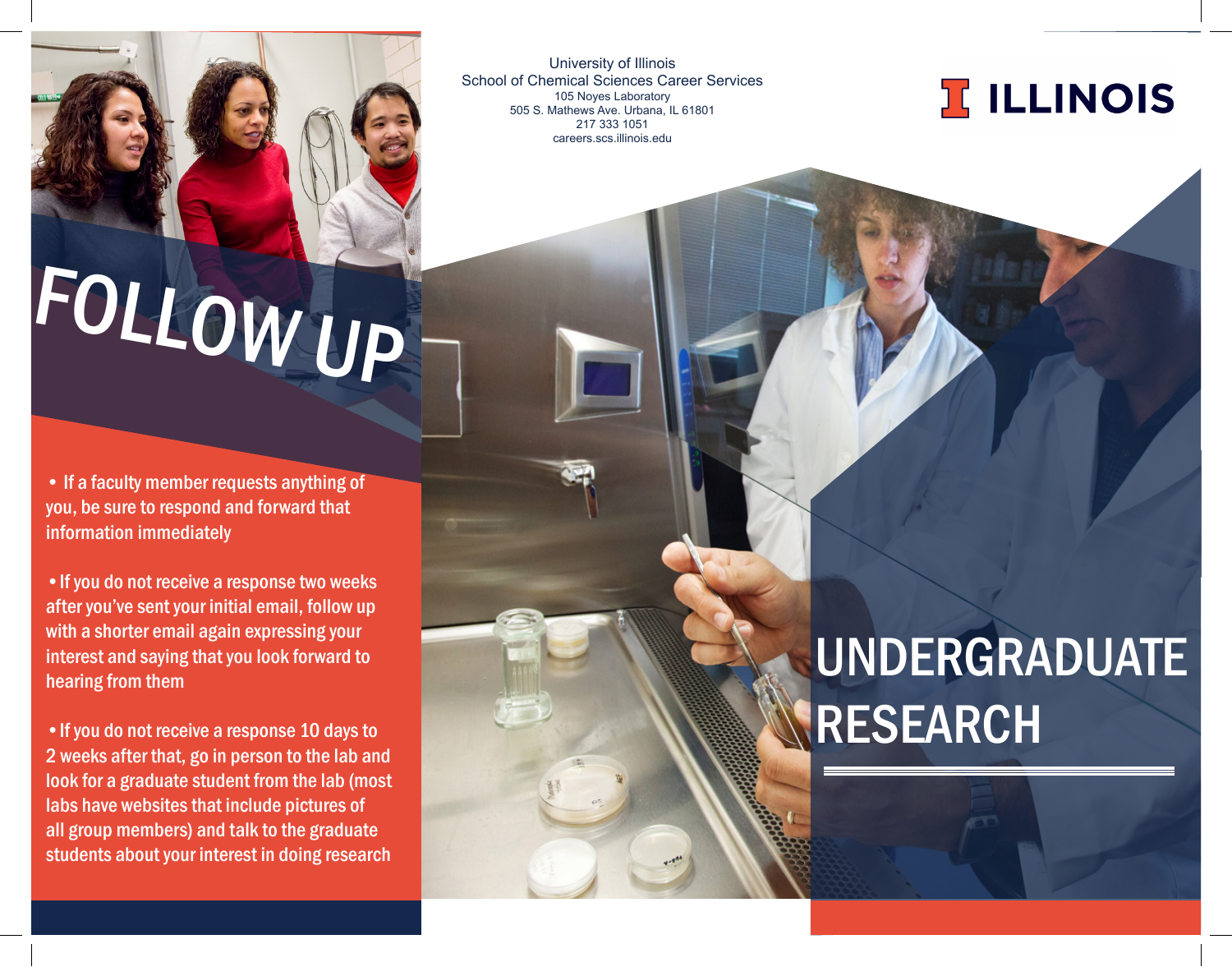# FOLLOW UP

- If a faculty member requests anything of you, be sure to respond and forward that information immediately
- If you do not receive a response two weeks after you've sent your initial email, follow up with a shorter email again expressing your interest and saying that you look forward to hearing from them
- If you do not receive a response 10 days to 2 weeks after that, go in person to the lab and look for a graduate student from the lab (most labs have websites that include pictures of all group members) and talk to the graduate students about your interest in doing research

University of Illinois
School of Chemical Sciences Career Services
105 Noyes Laboratory
505 S. Mathews Ave. Urbana, IL 61801
217 333 1051
careers.scs.illinois.edu

ILLINOIS

# UNDERGRADUATE RESEARCH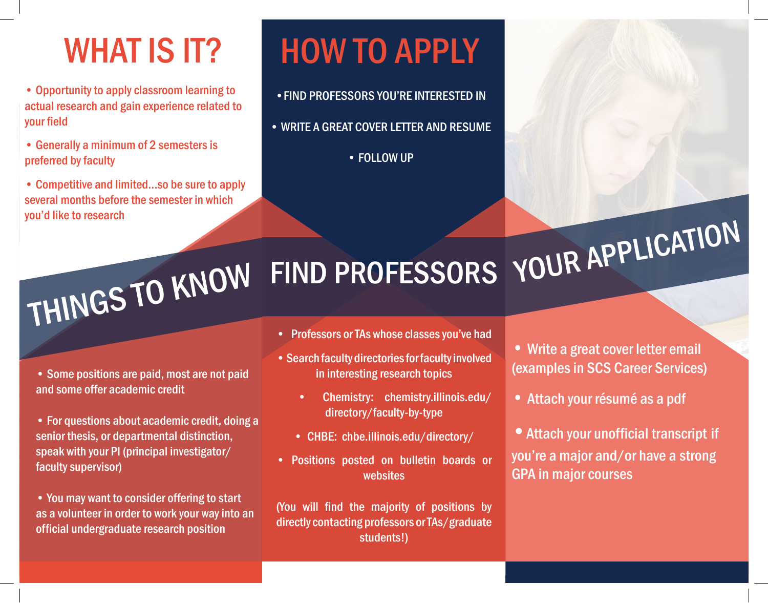# WHAT IS IT?

- Opportunity to apply classroom learning to actual research and gain experience related to your field
- Generally a minimum of 2 semesters is preferred by faculty
- Competitive and limited...so be sure to apply several months before the semester in which you'd like to research

# HOW TO APPLY

- FIND PROFESSORS YOU'RE INTERESTED IN
- WRITE A GREAT COVER LETTER AND RESUME
- FOLLOW UP

## THINGS TO KNOW

- Some positions are paid, most are not paid and some offer academic credit
- For questions about academic credit, doing a senior thesis, or departmental distinction, speak with your PI (principal investigator/faculty supervisor)
- You may want to consider offering to start as a volunteer in order to work your way into an official undergraduate research position

## FIND PROFESSORS

- Professors or TAs whose classes you've had
- Search faculty directories for faculty involved in interesting research topics
  - Chemistry: chemistry.illinois.edu/directory/faculty-by-type
  - CHBE: chbe.illinois.edu/directory/
- Positions posted on bulletin boards or websites

(You will find the majority of positions by directly contacting professors or TAs/graduate students!)

## YOUR APPLICATION

- Write a great cover letter email (examples in SCS Career Services)
- Attach your résumé as a pdf
- Attach your unofficial transcript if you're a major and/or have a strong GPA in major courses